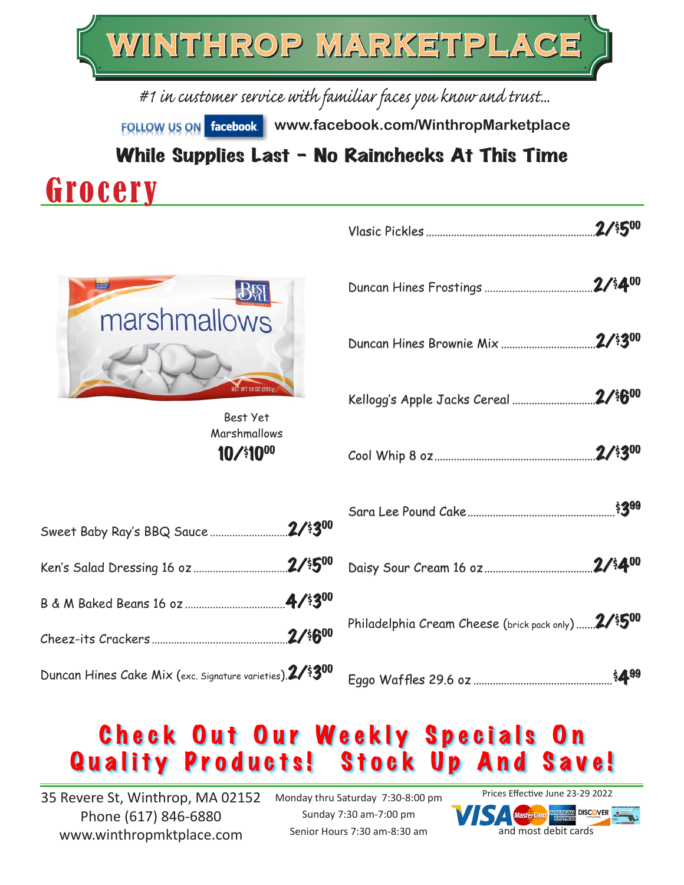# WINTHROP MARKETPLACE

*#1 in customer service with familiar faces you know and trust...*

FOLLOW US ON facebook www.facebook.com/WinthropMarketplace

**While Supplies Last - No Rainchecks At This Time**

## Grocery

Best Yet Marshmallows
**10/$10.00**

- Sweet Baby Ray's BBQ Sauce .......... **2/$3.00**
- Ken's Salad Dressing 16 oz .......... **2/$5.00**
- B & M Baked Beans 16 oz .......... **4/$3.00**
- Cheez-its Crackers .......... **2/$6.00**
- Duncan Hines Cake Mix (exc. Signature varieties) .......... **2/$3.00**
- Vlasic Pickles .......... **2/$5.00**
- Duncan Hines Frostings .......... **2/$4.00**
- Duncan Hines Brownie Mix .......... **2/$3.00**
- Kellogg's Apple Jacks Cereal .......... **2/$6.00**
- Cool Whip 8 oz .......... **2/$3.00**
- Sara Lee Pound Cake .......... **$3.99**
- Daisy Sour Cream 16 oz .......... **2/$4.00**
- Philadelphia Cream Cheese (brick pack only) .......... **2/$5.00**
- Eggo Waffles 29.6 oz .......... **$4.99**

**Check Out Our Weekly Specials On Quality Products! Stock Up And Save!**

35 Revere St, Winthrop, MA 02152
Phone (617) 846-6880
www.winthropmktplace.com

Monday thru Saturday 7:30-8:00 pm
Sunday 7:30 am-7:00 pm
Senior Hours 7:30 am-8:30 am

Prices Effective June 23-29 2022
VISA MasterCard American Express Discover and most debit cards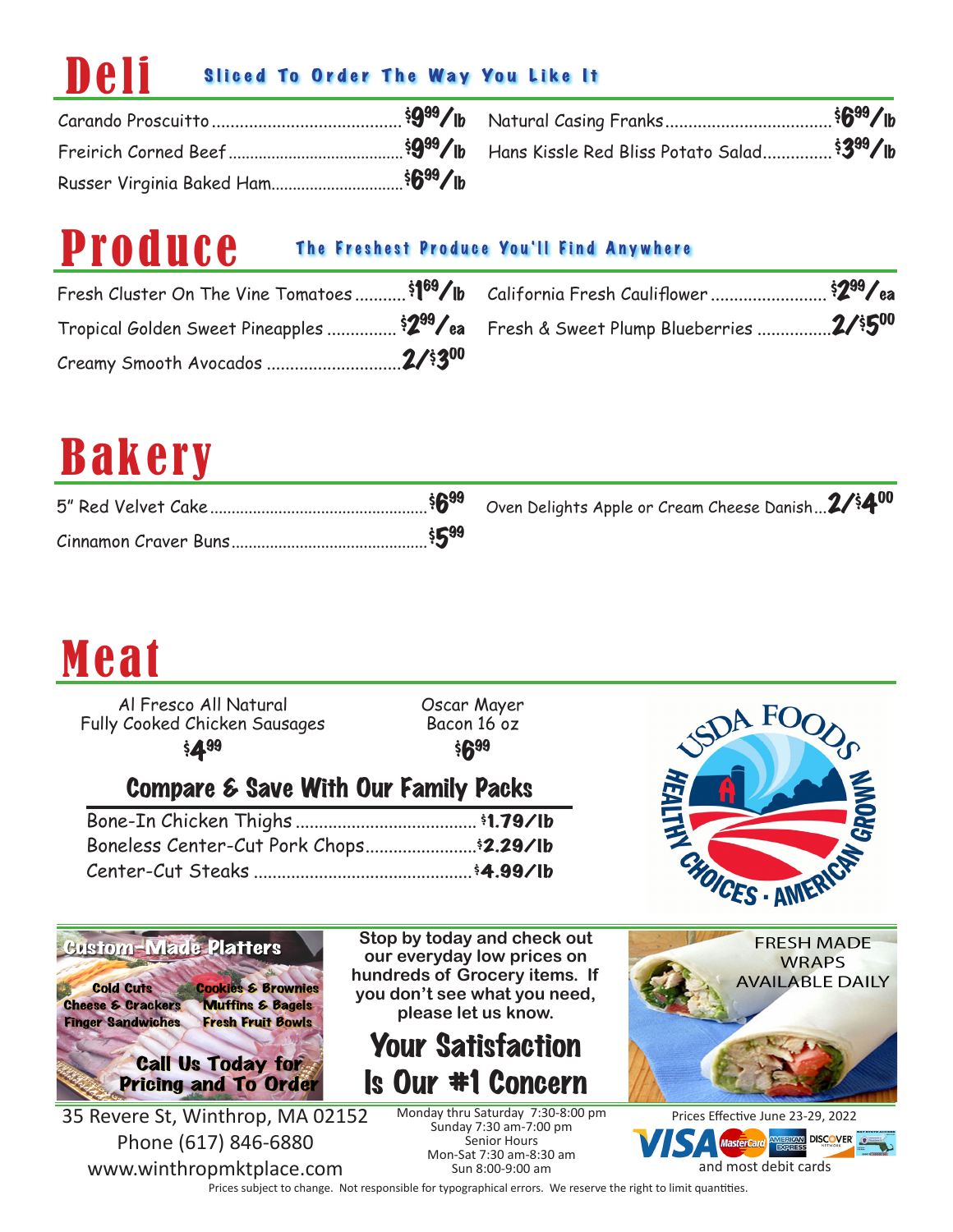# Deli

**Sliced To Order The Way You Like It**

- Carando Proscuitto ........ $9.99/lb
- Freirich Corned Beef ........ $9.99/lb
- Russer Virginia Baked Ham ........ $6.99/lb
- Natural Casing Franks ........ $6.99/lb
- Hans Kissle Red Bliss Potato Salad ........ $3.99/lb

# Produce

**The Freshest Produce You'll Find Anywhere**

- Fresh Cluster On The Vine Tomatoes ........ $1.69/lb
- Tropical Golden Sweet Pineapples ........ $2.99/ea
- Creamy Smooth Avocados ........ 2/$3.00
- California Fresh Cauliflower ........ $2.99/ea
- Fresh & Sweet Plump Blueberries ........ 2/$5.00

# Bakery

- 5" Red Velvet Cake ........ $6.99
- Cinnamon Craver Buns ........ $5.99
- Oven Delights Apple or Cream Cheese Danish ........ 2/$4.00

# Meat

Al Fresco All Natural Fully Cooked Chicken Sausages
$4.99

Oscar Mayer Bacon 16 oz
$6.99

## Compare & Save With Our Family Packs

- Bone-In Chicken Thighs ........ $1.79/lb
- Boneless Center-Cut Pork Chops ........ $2.29/lb
- Center-Cut Steaks ........ $4.99/lb

USDA FOODS — HEALTHY CHOICES · AMERICAN GROWN

## Custom-Made Platters

- Cold Cuts
- Cheese & Crackers
- Finger Sandwiches
- Cookies & Brownies
- Muffins & Bagels
- Fresh Fruit Bowls

**Call Us Today for Pricing and To Order**

**Stop by today and check out our everyday low prices on hundreds of Grocery items. If you don't see what you need, please let us know.**

## Your Satisfaction Is Our #1 Concern

FRESH MADE WRAPS AVAILABLE DAILY

35 Revere St, Winthrop, MA 02152
Phone (617) 846-6880
www.winthropmktplace.com

Monday thru Saturday 7:30-8:00 pm
Sunday 7:30 am-7:00 pm
Senior Hours
Mon-Sat 7:30 am-8:30 am
Sun 8:00-9:00 am

Prices Effective June 23-29, 2022

VISA, MasterCard, American Express, Discover and most debit cards

Prices subject to change. Not responsible for typographical errors. We reserve the right to limit quantities.